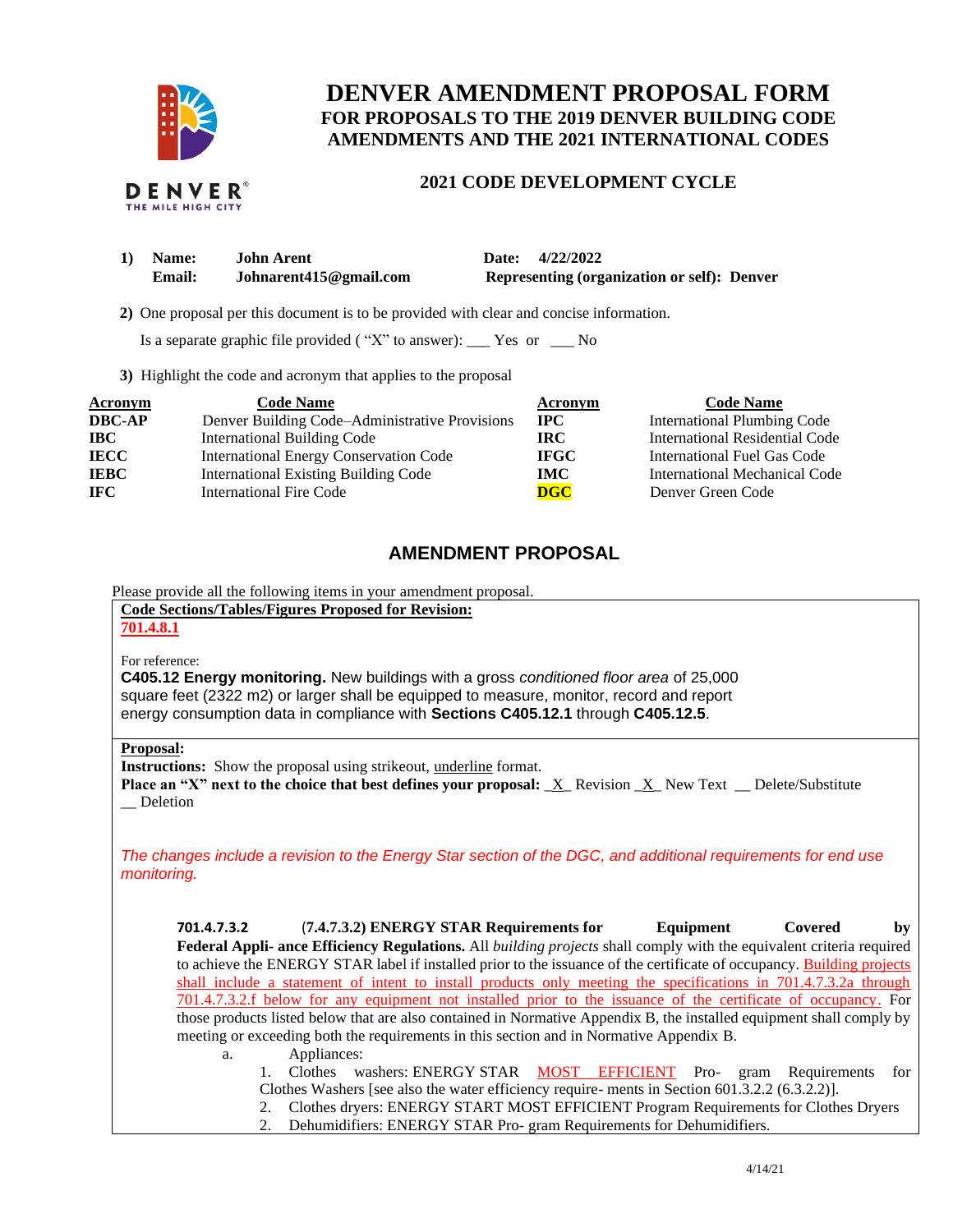# DENVER AMENDMENT PROPOSAL FORM

## FOR PROPOSALS TO THE 2019 DENVER BUILDING CODE AMENDMENTS AND THE 2021 INTERNATIONAL CODES

### 2021 CODE DEVELOPMENT CYCLE

**1) Name:** **John Arent** **Date:** 4/22/2022
**Email:** **Johnarent415@gmail.com** **Representing (organization or self): Denver**

**2)** One proposal per this document is to be provided with clear and concise information.

Is a separate graphic file provided ( "X" to answer): ___ Yes or ___ No

**3)** Highlight the code and acronym that applies to the proposal

| Acronym | Code Name | Acronym | Code Name |
|---|---|---|---|
| **DBC-AP** | Denver Building Code–Administrative Provisions | **IPC** | International Plumbing Code |
| **IBC** | International Building Code | **IRC** | International Residential Code |
| **IECC** | International Energy Conservation Code | **IFGC** | International Fuel Gas Code |
| **IEBC** | International Existing Building Code | **IMC** | International Mechanical Code |
| **IFC** | International Fire Code | **DGC** | Denver Green Code |

## AMENDMENT PROPOSAL

Please provide all the following items in your amendment proposal.

**Code Sections/Tables/Figures Proposed for Revision:**

**701.4.8.1**

For reference:

**C405.12 Energy monitoring.** New buildings with a gross *conditioned floor area* of 25,000 square feet (2322 m2) or larger shall be equipped to measure, monitor, record and report energy consumption data in compliance with **Sections C405.12.1** through **C405.12.5**.

**Proposal:**

**Instructions:** Show the proposal using strikeout, underline format.

**Place an "X" next to the choice that best defines your proposal:** _X_ Revision _X_ New Text __ Delete/Substitute __ Deletion

*The changes include a revision to the Energy Star section of the DGC, and additional requirements for end use monitoring.*

**701.4.7.3.2 (7.4.7.3.2) ENERGY STAR Requirements for Equipment Covered by Federal Appli- ance Efficiency Regulations.** All *building projects* shall comply with the equivalent criteria required to achieve the ENERGY STAR label if installed prior to the issuance of the certificate of occupancy. <u>Building projects shall include a statement of intent to install products only meeting the specifications in 701.4.7.3.2a through 701.4.7.3.2.f below for any equipment not installed prior to the issuance of the certificate of occupancy.</u> For those products listed below that are also contained in Normative Appendix B, the installed equipment shall comply by meeting or exceeding both the requirements in this section and in Normative Appendix B.

a. Appliances:

1. Clothes washers: ENERGY STAR <u>MOST EFFICIENT</u> Pro- gram Requirements for Clothes Washers [see also the water efficiency require- ments in Section 601.3.2.2 (6.3.2.2)].
2. Clothes dryers: ENERGY START MOST EFFICIENT Program Requirements for Clothes Dryers
2. Dehumidifiers: ENERGY STAR Pro- gram Requirements for Dehumidifiers.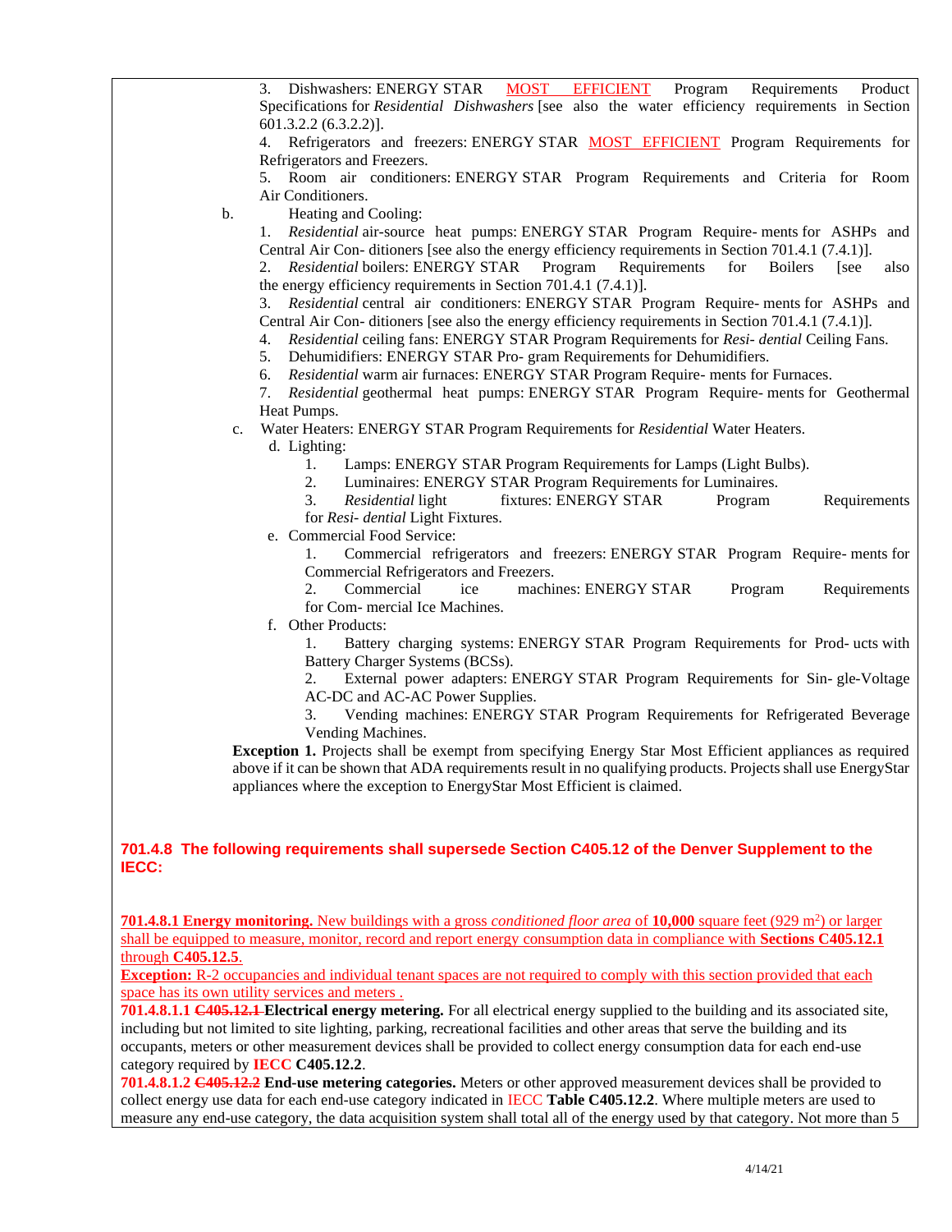3. Dishwashers: ENERGY STAR MOST EFFICIENT Program Requirements Product Specifications for *Residential Dishwashers* [see also the water efficiency requirements in Section 601.3.2.2 (6.3.2.2)].

4. Refrigerators and freezers: ENERGY STAR MOST EFFICIENT Program Requirements for Refrigerators and Freezers.

5. Room air conditioners: ENERGY STAR Program Requirements and Criteria for Room Air Conditioners.

b. Heating and Cooling:

1. *Residential* air-source heat pumps: ENERGY STAR Program Require- ments for ASHPs and Central Air Con- ditioners [see also the energy efficiency requirements in Section 701.4.1 (7.4.1)].
2. *Residential* boilers: ENERGY STAR Program Requirements for Boilers [see also the energy efficiency requirements in Section 701.4.1 (7.4.1)].
3. *Residential* central air conditioners: ENERGY STAR Program Require- ments for ASHPs and Central Air Con- ditioners [see also the energy efficiency requirements in Section 701.4.1 (7.4.1)].
4. *Residential* ceiling fans: ENERGY STAR Program Requirements for *Resi- dential* Ceiling Fans.
5. Dehumidifiers: ENERGY STAR Pro- gram Requirements for Dehumidifiers.
6. *Residential* warm air furnaces: ENERGY STAR Program Require- ments for Furnaces.
7. *Residential* geothermal heat pumps: ENERGY STAR Program Require- ments for Geothermal Heat Pumps.

c. Water Heaters: ENERGY STAR Program Requirements for *Residential* Water Heaters.

d. Lighting:

1. Lamps: ENERGY STAR Program Requirements for Lamps (Light Bulbs).
2. Luminaires: ENERGY STAR Program Requirements for Luminaires.
3. *Residential* light fixtures: ENERGY STAR Program Requirements for *Resi- dential* Light Fixtures.

e. Commercial Food Service:

1. Commercial refrigerators and freezers: ENERGY STAR Program Require- ments for Commercial Refrigerators and Freezers.
2. Commercial ice machines: ENERGY STAR Program Requirements for Com- mercial Ice Machines.

f. Other Products:

1. Battery charging systems: ENERGY STAR Program Requirements for Prod- ucts with Battery Charger Systems (BCSs).
2. External power adapters: ENERGY STAR Program Requirements for Sin- gle-Voltage AC-DC and AC-AC Power Supplies.
3. Vending machines: ENERGY STAR Program Requirements for Refrigerated Beverage Vending Machines.

**Exception 1.** Projects shall be exempt from specifying Energy Star Most Efficient appliances as required above if it can be shown that ADA requirements result in no qualifying products. Projects shall use EnergyStar appliances where the exception to EnergyStar Most Efficient is claimed.

## 701.4.8 The following requirements shall supersede Section C405.12 of the Denver Supplement to the IECC:

**701.4.8.1 Energy monitoring.** New buildings with a gross *conditioned floor area* of **10,000** square feet (929 m$^2$) or larger shall be equipped to measure, monitor, record and report energy consumption data in compliance with **Sections C405.12.1** through **C405.12.5**.

**Exception:** R-2 occupancies and individual tenant spaces are not required to comply with this section provided that each space has its own utility services and meters .

**701.4.8.1.1** ~~C405.12.1~~ **Electrical energy metering.** For all electrical energy supplied to the building and its associated site, including but not limited to site lighting, parking, recreational facilities and other areas that serve the building and its occupants, meters or other measurement devices shall be provided to collect energy consumption data for each end-use category required by **IECC C405.12.2**.

**701.4.8.1.2** ~~C405.12.2~~ **End-use metering categories.** Meters or other approved measurement devices shall be provided to collect energy use data for each end-use category indicated in IECC **Table C405.12.2**. Where multiple meters are used to measure any end-use category, the data acquisition system shall total all of the energy used by that category. Not more than 5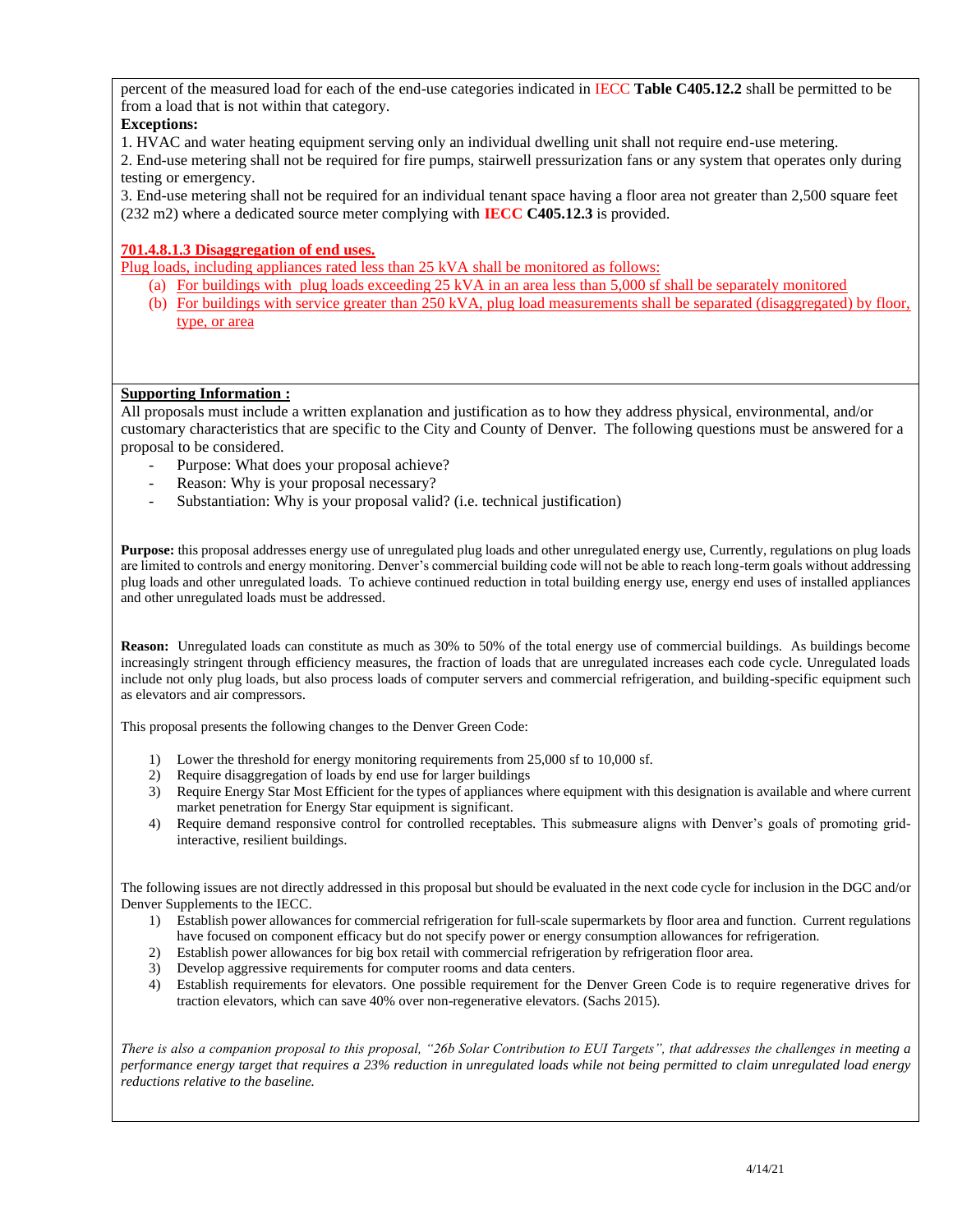percent of the measured load for each of the end-use categories indicated in IECC **Table C405.12.2** shall be permitted to be from a load that is not within that category.

**Exceptions:**

1. HVAC and water heating equipment serving only an individual dwelling unit shall not require end-use metering.
2. End-use metering shall not be required for fire pumps, stairwell pressurization fans or any system that operates only during testing or emergency.
3. End-use metering shall not be required for an individual tenant space having a floor area not greater than 2,500 square feet (232 m2) where a dedicated source meter complying with **IECC C405.12.3** is provided.

**701.4.8.1.3 Disaggregation of end uses.**

Plug loads, including appliances rated less than 25 kVA shall be monitored as follows:

(a) For buildings with plug loads exceeding 25 kVA in an area less than 5,000 sf shall be separately monitored

(b) For buildings with service greater than 250 kVA, plug load measurements shall be separated (disaggregated) by floor, type, or area

**Supporting Information :**

All proposals must include a written explanation and justification as to how they address physical, environmental, and/or customary characteristics that are specific to the City and County of Denver. The following questions must be answered for a proposal to be considered.

- Purpose: What does your proposal achieve?
- Reason: Why is your proposal necessary?
- Substantiation: Why is your proposal valid? (i.e. technical justification)

**Purpose:** this proposal addresses energy use of unregulated plug loads and other unregulated energy use, Currently, regulations on plug loads are limited to controls and energy monitoring. Denver's commercial building code will not be able to reach long-term goals without addressing plug loads and other unregulated loads. To achieve continued reduction in total building energy use, energy end uses of installed appliances and other unregulated loads must be addressed.

**Reason:** Unregulated loads can constitute as much as 30% to 50% of the total energy use of commercial buildings. As buildings become increasingly stringent through efficiency measures, the fraction of loads that are unregulated increases each code cycle. Unregulated loads include not only plug loads, but also process loads of computer servers and commercial refrigeration, and building-specific equipment such as elevators and air compressors.

This proposal presents the following changes to the Denver Green Code:

1) Lower the threshold for energy monitoring requirements from 25,000 sf to 10,000 sf.
2) Require disaggregation of loads by end use for larger buildings
3) Require Energy Star Most Efficient for the types of appliances where equipment with this designation is available and where current market penetration for Energy Star equipment is significant.
4) Require demand responsive control for controlled receptables. This submeasure aligns with Denver's goals of promoting grid-interactive, resilient buildings.

The following issues are not directly addressed in this proposal but should be evaluated in the next code cycle for inclusion in the DGC and/or Denver Supplements to the IECC.

1) Establish power allowances for commercial refrigeration for full-scale supermarkets by floor area and function. Current regulations have focused on component efficacy but do not specify power or energy consumption allowances for refrigeration.
2) Establish power allowances for big box retail with commercial refrigeration by refrigeration floor area.
3) Develop aggressive requirements for computer rooms and data centers.
4) Establish requirements for elevators. One possible requirement for the Denver Green Code is to require regenerative drives for traction elevators, which can save 40% over non-regenerative elevators. (Sachs 2015).

*There is also a companion proposal to this proposal, "26b Solar Contribution to EUI Targets", that addresses the challenges in meeting a performance energy target that requires a 23% reduction in unregulated loads while not being permitted to claim unregulated load energy reductions relative to the baseline.*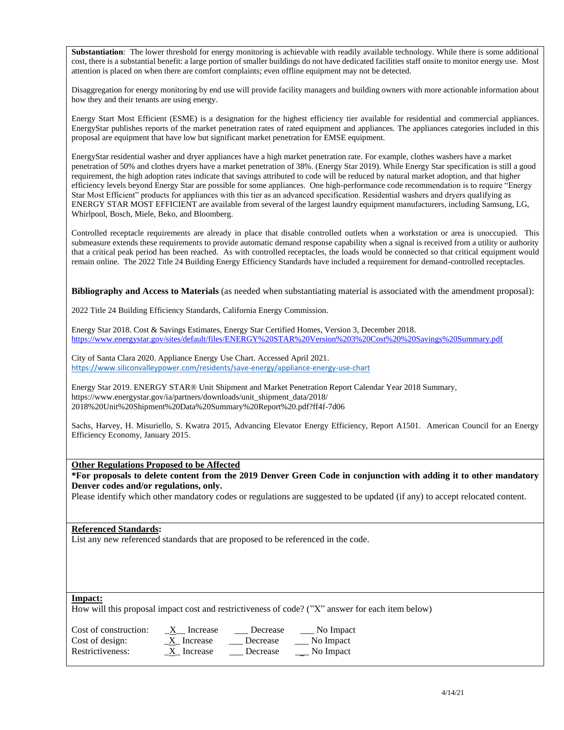**Substantiation**: The lower threshold for energy monitoring is achievable with readily available technology. While there is some additional cost, there is a substantial benefit: a large portion of smaller buildings do not have dedicated facilities staff onsite to monitor energy use. Most attention is placed on when there are comfort complaints; even offline equipment may not be detected.

Disaggregation for energy monitoring by end use will provide facility managers and building owners with more actionable information about how they and their tenants are using energy.

Energy Start Most Efficient (ESME) is a designation for the highest efficiency tier available for residential and commercial appliances. EnergyStar publishes reports of the market penetration rates of rated equipment and appliances. The appliances categories included in this proposal are equipment that have low but significant market penetration for EMSE equipment.

EnergyStar residential washer and dryer appliances have a high market penetration rate. For example, clothes washers have a market penetration of 50% and clothes dryers have a market penetration of 38%. (Energy Star 2019). While Energy Star specification is still a good requirement, the high adoption rates indicate that savings attributed to code will be reduced by natural market adoption, and that higher efficiency levels beyond Energy Star are possible for some appliances. One high-performance code recommendation is to require "Energy Star Most Efficient" products for appliances with this tier as an advanced specification. Residential washers and dryers qualifying as ENERGY STAR MOST EFFICIENT are available from several of the largest laundry equipment manufacturers, including Samsung, LG, Whirlpool, Bosch, Miele, Beko, and Bloomberg.

Controlled receptacle requirements are already in place that disable controlled outlets when a workstation or area is unoccupied. This submeasure extends these requirements to provide automatic demand response capability when a signal is received from a utility or authority that a critical peak period has been reached. As with controlled receptacles, the loads would be connected so that critical equipment would remain online. The 2022 Title 24 Building Energy Efficiency Standards have included a requirement for demand-controlled receptacles.

**Bibliography and Access to Materials** (as needed when substantiating material is associated with the amendment proposal):

2022 Title 24 Building Efficiency Standards, California Energy Commission.

Energy Star 2018. Cost & Savings Estimates, Energy Star Certified Homes, Version 3, December 2018. https://www.energystar.gov/sites/default/files/ENERGY%20STAR%20Version%203%20Cost%20%20Savings%20Summary.pdf

City of Santa Clara 2020. Appliance Energy Use Chart. Accessed April 2021. https://www.siliconvalleypower.com/residents/save-energy/appliance-energy-use-chart

Energy Star 2019. ENERGY STAR® Unit Shipment and Market Penetration Report Calendar Year 2018 Summary, https://www.energystar.gov/ia/partners/downloads/unit_shipment_data/2018/ 2018%20Unit%20Shipment%20Data%20Summary%20Report%20.pdf?ff4f-7d06

Sachs, Harvey, H. Misuriello, S. Kwatra 2015, Advancing Elevator Energy Efficiency, Report A1501. American Council for an Energy Efficiency Economy, January 2015.

**Other Regulations Proposed to be Affected**

**\*For proposals to delete content from the 2019 Denver Green Code in conjunction with adding it to other mandatory Denver codes and/or regulations, only.**

Please identify which other mandatory codes or regulations are suggested to be updated (if any) to accept relocated content.

**Referenced Standards:**

List any new referenced standards that are proposed to be referenced in the code.

**Impact:**

How will this proposal impact cost and restrictiveness of code? ("X" answer for each item below)

| | | | |
|---|---|---|---|
| Cost of construction: | _X__ Increase | ___ Decrease | ___ No Impact |
| Cost of design: | _X_ Increase | ___ Decrease | ___ No Impact |
| Restrictiveness: | _X_ Increase | ___ Decrease | ___ No Impact |

4/14/21